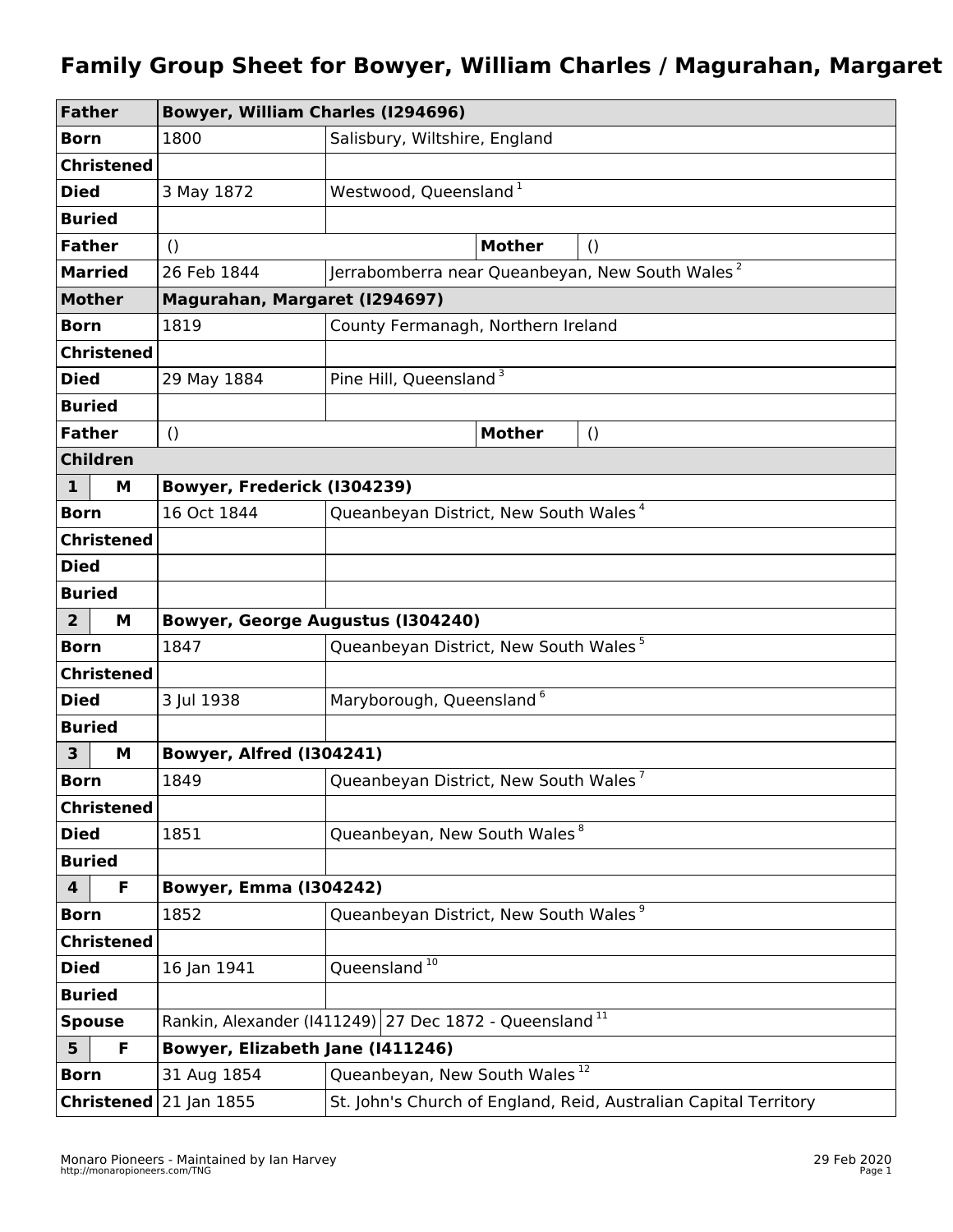# Family Group Sheet for Bowyer, William Charles / Magurahan, Margaret

| | | | | |
|---|---|---|---|---|
| **Father** | **Bowyer, William Charles (I294696)** | | | |
| **Born** | 1800 | Salisbury, Wiltshire, England | | |
| **Christened** | | | | |
| **Died** | 3 May 1872 | Westwood, Queensland [1] | | |
| **Buried** | | | | |
| **Father** | () | | **Mother** | () |
| **Married** | 26 Feb 1844 | Jerrabomberra near Queanbeyan, New South Wales [2] | | |
| **Mother** | **Magurahan, Margaret (I294697)** | | | |
| **Born** | 1819 | County Fermanagh, Northern Ireland | | |
| **Christened** | | | | |
| **Died** | 29 May 1884 | Pine Hill, Queensland [3] | | |
| **Buried** | | | | |
| **Father** | () | | **Mother** | () |
| **Children** | | | | |
| **1 M** | **Bowyer, Frederick (I304239)** | | | |
| **Born** | 16 Oct 1844 | Queanbeyan District, New South Wales [4] | | |
| **Christened** | | | | |
| **Died** | | | | |
| **Buried** | | | | |
| **2 M** | **Bowyer, George Augustus (I304240)** | | | |
| **Born** | 1847 | Queanbeyan District, New South Wales [5] | | |
| **Christened** | | | | |
| **Died** | 3 Jul 1938 | Maryborough, Queensland [6] | | |
| **Buried** | | | | |
| **3 M** | **Bowyer, Alfred (I304241)** | | | |
| **Born** | 1849 | Queanbeyan District, New South Wales [7] | | |
| **Christened** | | | | |
| **Died** | 1851 | Queanbeyan, New South Wales [8] | | |
| **Buried** | | | | |
| **4 F** | **Bowyer, Emma (I304242)** | | | |
| **Born** | 1852 | Queanbeyan District, New South Wales [9] | | |
| **Christened** | | | | |
| **Died** | 16 Jan 1941 | Queensland [10] | | |
| **Buried** | | | | |
| **Spouse** | Rankin, Alexander (I411249) | 27 Dec 1872 - Queensland [11] | | |
| **5 F** | **Bowyer, Elizabeth Jane (I411246)** | | | |
| **Born** | 31 Aug 1854 | Queanbeyan, New South Wales [12] | | |
| **Christened** | 21 Jan 1855 | St. John's Church of England, Reid, Australian Capital Territory | | |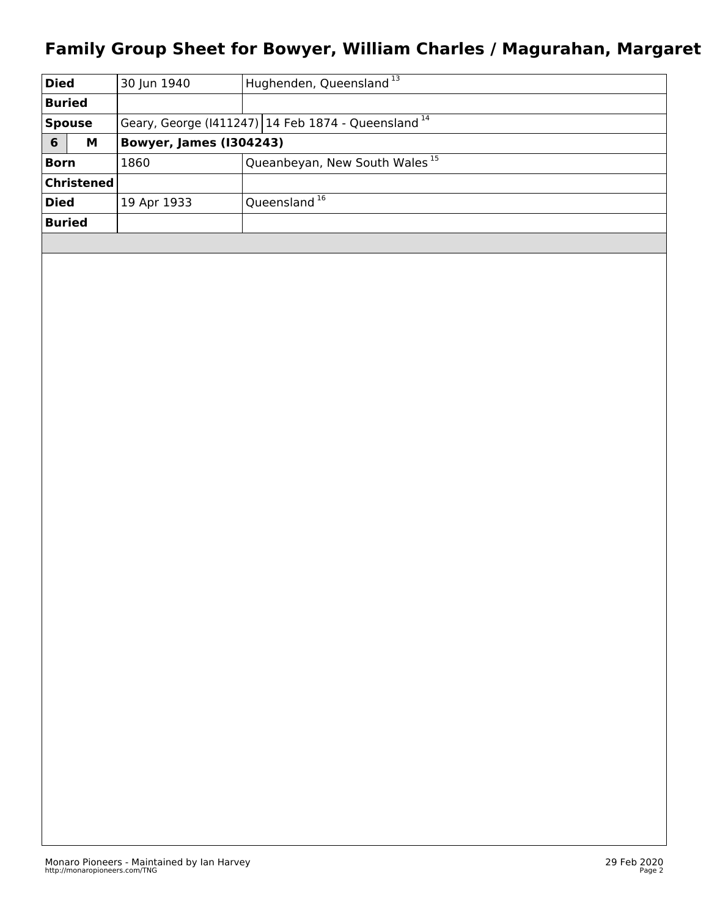# Family Group Sheet for Bowyer, William Charles / Magurahan, Margaret

| | | |
|---|---|---|
| **Died** | 30 Jun 1940 | Hughenden, Queensland [13] |
| **Buried** | | |
| **Spouse** | Geary, George (I411247) | 14 Feb 1874 - Queensland [14] |
| **6 M** | **Bowyer, James (I304243)** | |
| **Born** | 1860 | Queanbeyan, New South Wales [15] |
| **Christened** | | |
| **Died** | 19 Apr 1933 | Queensland [16] |
| **Buried** | | |

Monaro Pioneers - Maintained by Ian Harvey
http://monaropioneers.com/TNG

29 Feb 2020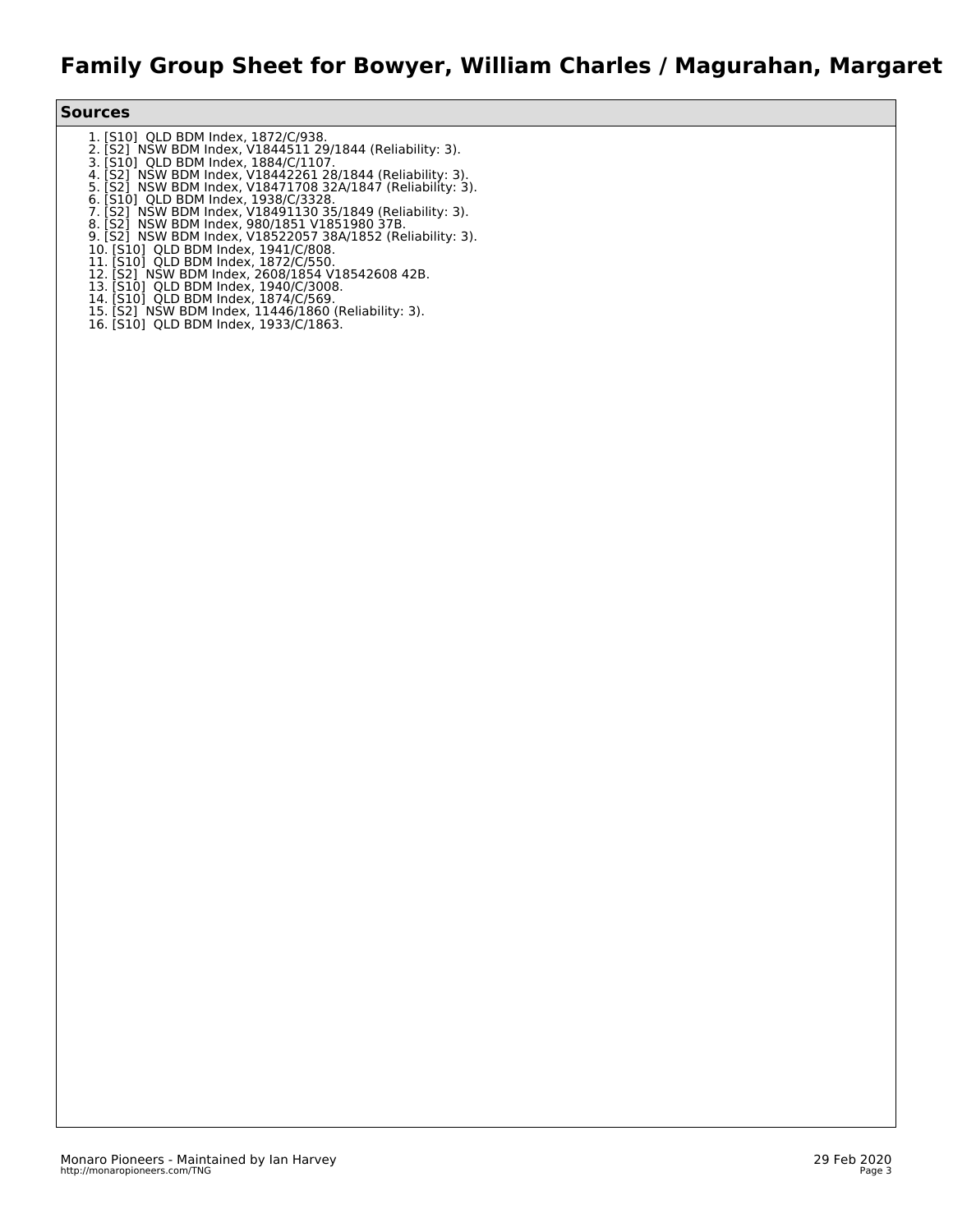# Family Group Sheet for Bowyer, William Charles / Magurahan, Margaret

## Sources

1. [S10] QLD BDM Index, 1872/C/938.
2. [S2] NSW BDM Index, V1844511 29/1844 (Reliability: 3).
3. [S10] QLD BDM Index, 1884/C/1107.
4. [S2] NSW BDM Index, V18442261 28/1844 (Reliability: 3).
5. [S2] NSW BDM Index, V18471708 32A/1847 (Reliability: 3).
6. [S10] QLD BDM Index, 1938/C/3328.
7. [S2] NSW BDM Index, V18491130 35/1849 (Reliability: 3).
8. [S2] NSW BDM Index, 980/1851 V1851980 37B.
9. [S2] NSW BDM Index, V18522057 38A/1852 (Reliability: 3).
10. [S10] QLD BDM Index, 1941/C/808.
11. [S10] QLD BDM Index, 1872/C/550.
12. [S2] NSW BDM Index, 2608/1854 V18542608 42B.
13. [S10] QLD BDM Index, 1940/C/3008.
14. [S10] QLD BDM Index, 1874/C/569.
15. [S2] NSW BDM Index, 11446/1860 (Reliability: 3).
16. [S10] QLD BDM Index, 1933/C/1863.